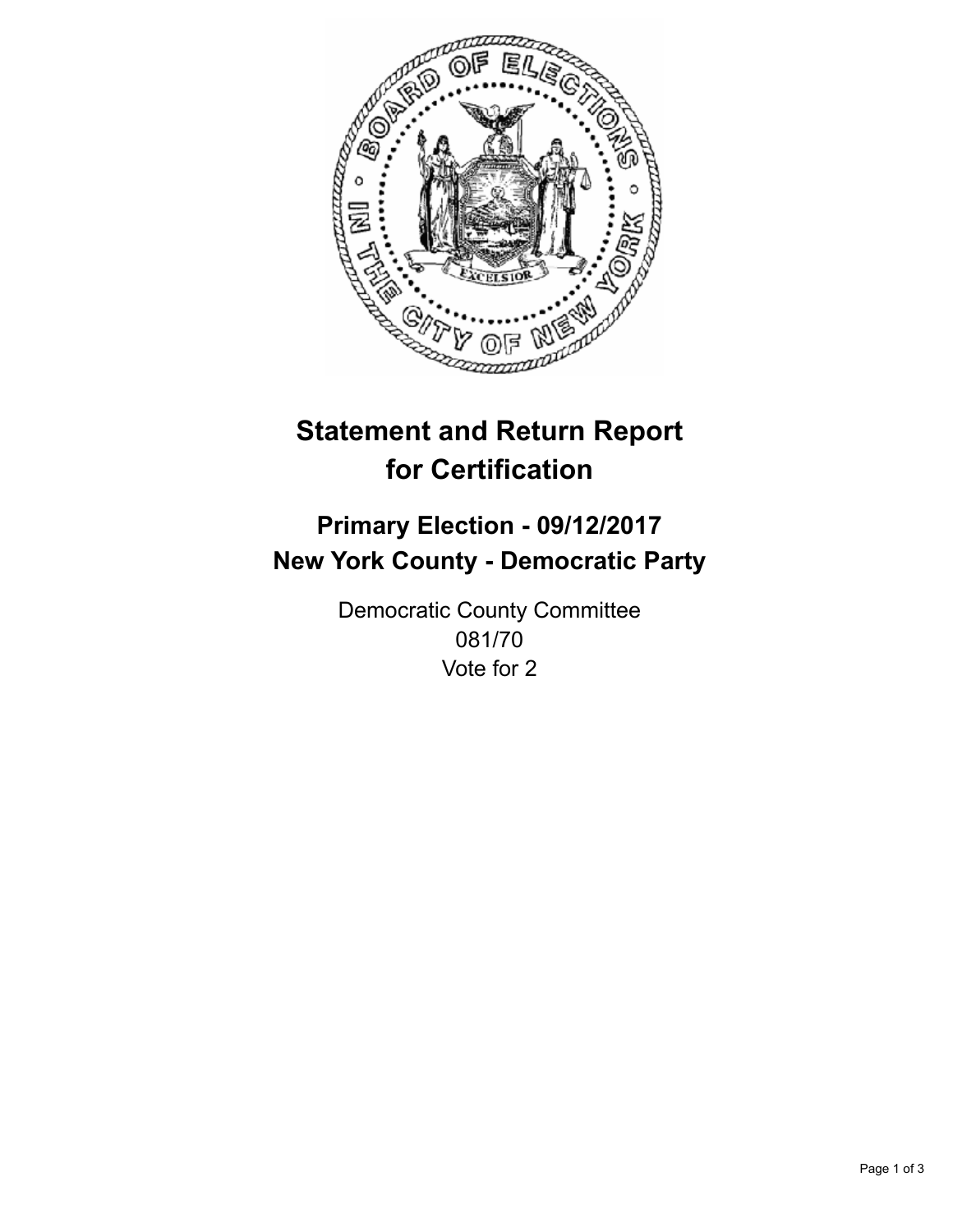# Statement and Return Report for Certification

## Primary Election - 09/12/2017
## New York County - Democratic Party

Democratic County Committee
081/70
Vote for 2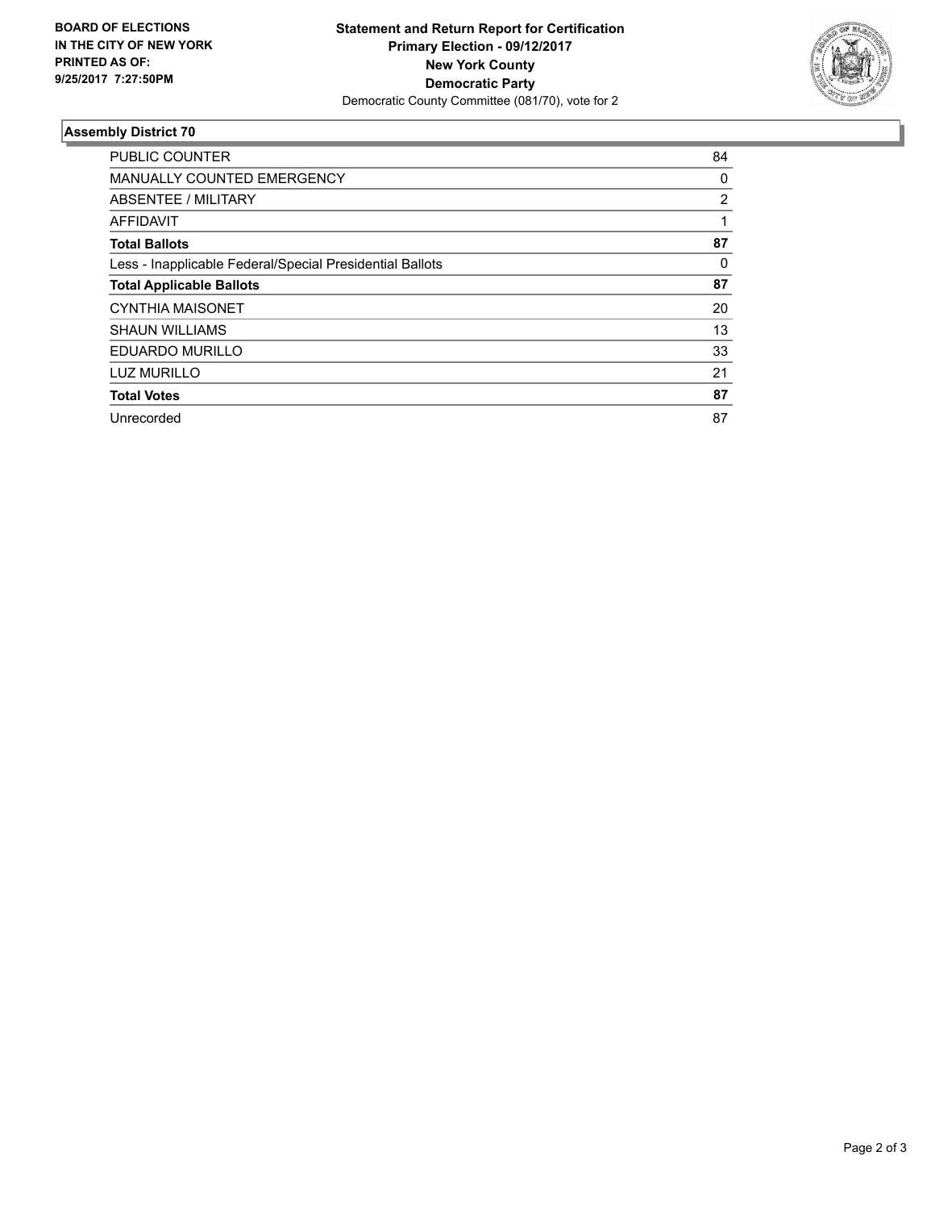**BOARD OF ELECTIONS IN THE CITY OF NEW YORK PRINTED AS OF: 9/25/2017 7:27:50PM**

**Statement and Return Report for Certification**
**Primary Election - 09/12/2017**
**New York County**
**Democratic Party**
Democratic County Committee (081/70), vote for 2

## Assembly District 70

| | |
|---|---|
| PUBLIC COUNTER | 84 |
| MANUALLY COUNTED EMERGENCY | 0 |
| ABSENTEE / MILITARY | 2 |
| AFFIDAVIT | 1 |
| **Total Ballots** | **87** |
| Less - Inapplicable Federal/Special Presidential Ballots | 0 |
| **Total Applicable Ballots** | **87** |
| CYNTHIA MAISONET | 20 |
| SHAUN WILLIAMS | 13 |
| EDUARDO MURILLO | 33 |
| LUZ MURILLO | 21 |
| **Total Votes** | **87** |
| Unrecorded | 87 |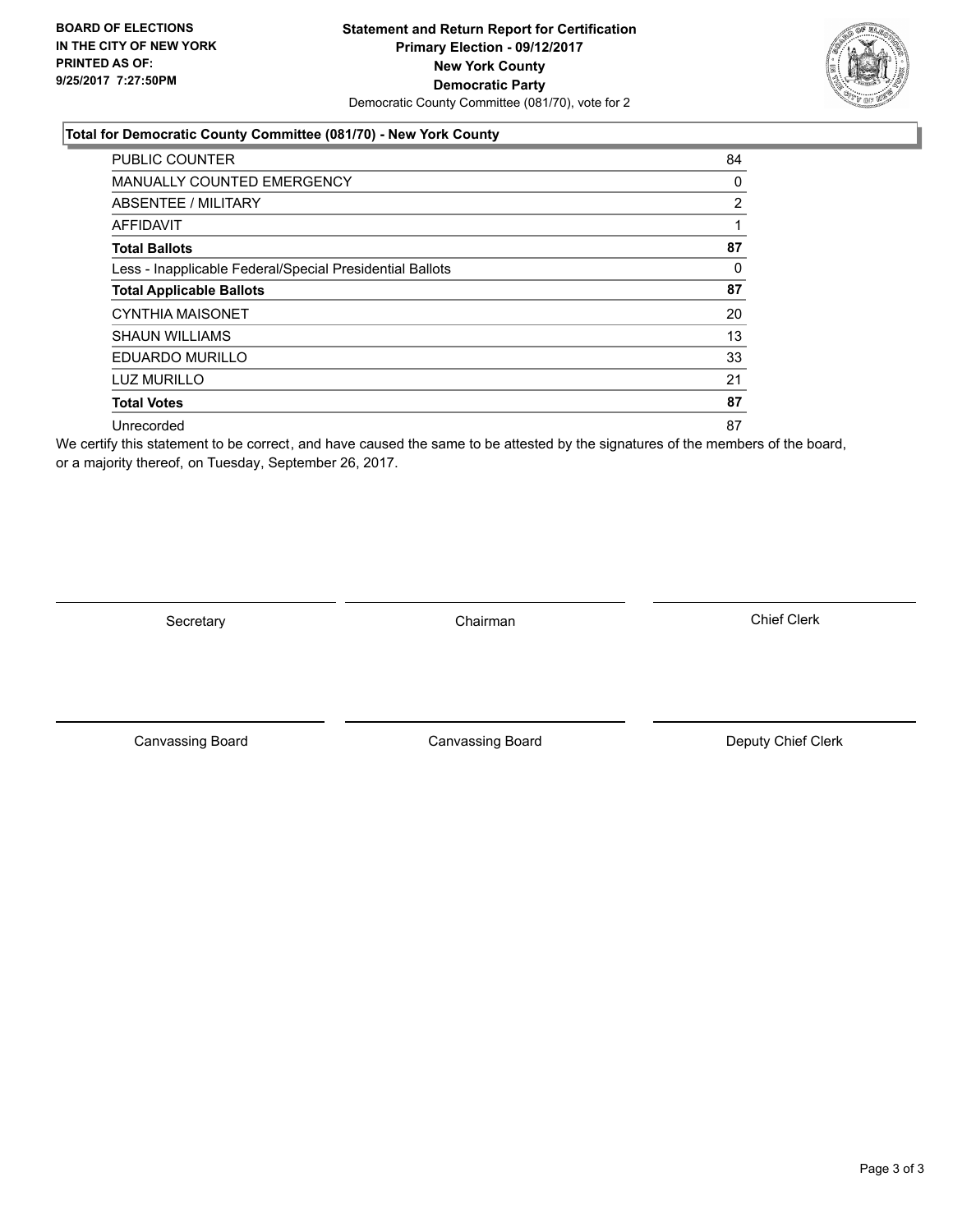**BOARD OF ELECTIONS IN THE CITY OF NEW YORK PRINTED AS OF: 9/25/2017 7:27:50PM**

**Statement and Return Report for Certification**
**Primary Election - 09/12/2017**
**New York County**
**Democratic Party**
Democratic County Committee (081/70), vote for 2

### Total for Democratic County Committee (081/70) - New York County

| | |
|---|---|
| PUBLIC COUNTER | 84 |
| MANUALLY COUNTED EMERGENCY | 0 |
| ABSENTEE / MILITARY | 2 |
| AFFIDAVIT | 1 |
| **Total Ballots** | **87** |
| Less - Inapplicable Federal/Special Presidential Ballots | 0 |
| **Total Applicable Ballots** | **87** |
| CYNTHIA MAISONET | 20 |
| SHAUN WILLIAMS | 13 |
| EDUARDO MURILLO | 33 |
| LUZ MURILLO | 21 |
| **Total Votes** | **87** |
| Unrecorded | 87 |

We certify this statement to be correct, and have caused the same to be attested by the signatures of the members of the board, or a majority thereof, on Tuesday, September 26, 2017.

Secretary

Chairman

Chief Clerk

Canvassing Board

Canvassing Board

Deputy Chief Clerk